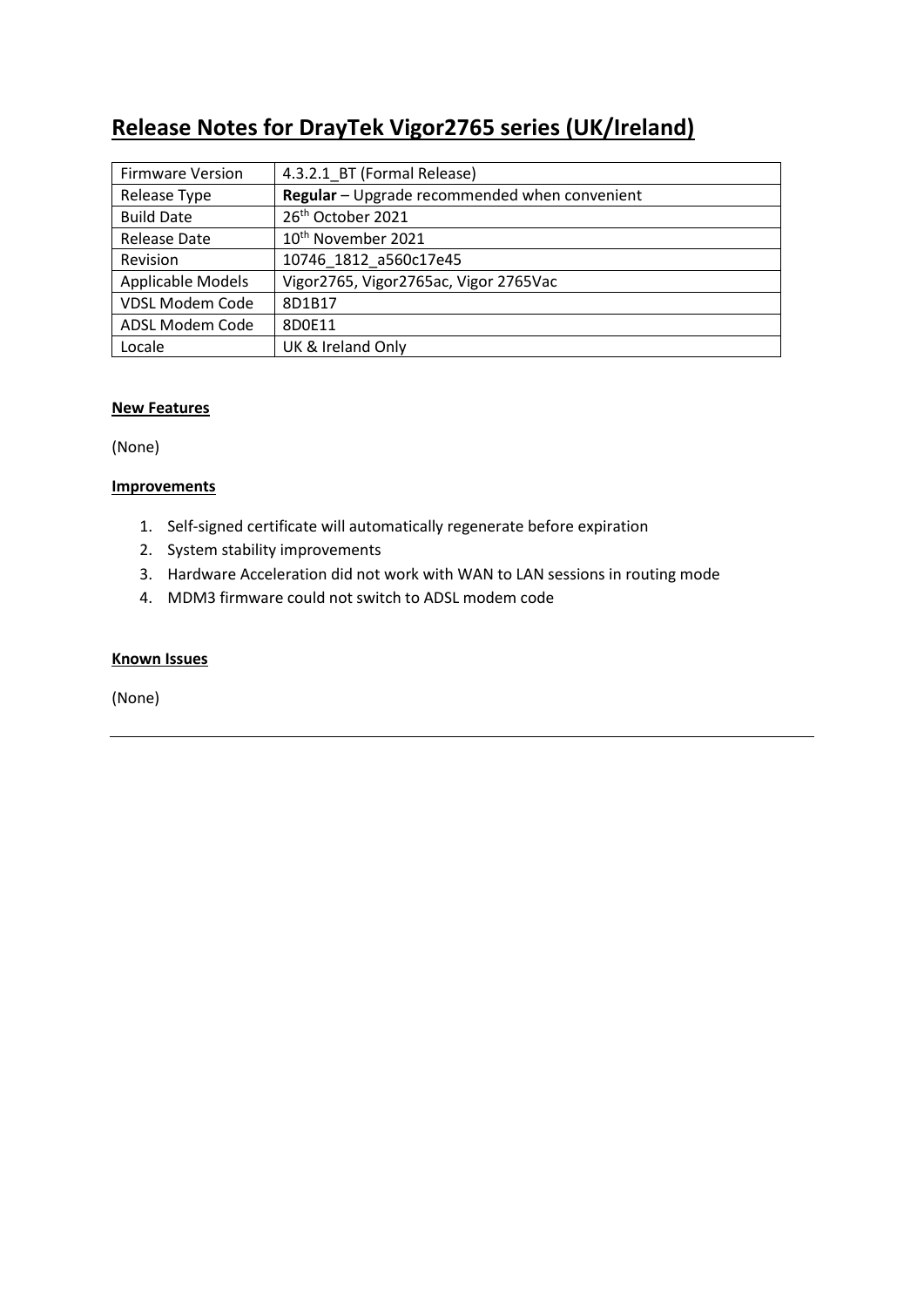# Release Notes for DrayTek Vigor2765 series (UK/Ireland)

| Firmware Version | 4.3.2.1_BT (Formal Release) |
|---|---|
| Release Type | **Regular** – Upgrade recommended when convenient |
| Build Date | 26th October 2021 |
| Release Date | 10th November 2021 |
| Revision | 10746_1812_a560c17e45 |
| Applicable Models | Vigor2765, Vigor2765ac, Vigor 2765Vac |
| VDSL Modem Code | 8D1B17 |
| ADSL Modem Code | 8D0E11 |
| Locale | UK & Ireland Only |

**New Features**

(None)

**Improvements**

1. Self-signed certificate will automatically regenerate before expiration
2. System stability improvements
3. Hardware Acceleration did not work with WAN to LAN sessions in routing mode
4. MDM3 firmware could not switch to ADSL modem code

**Known Issues**

(None)

---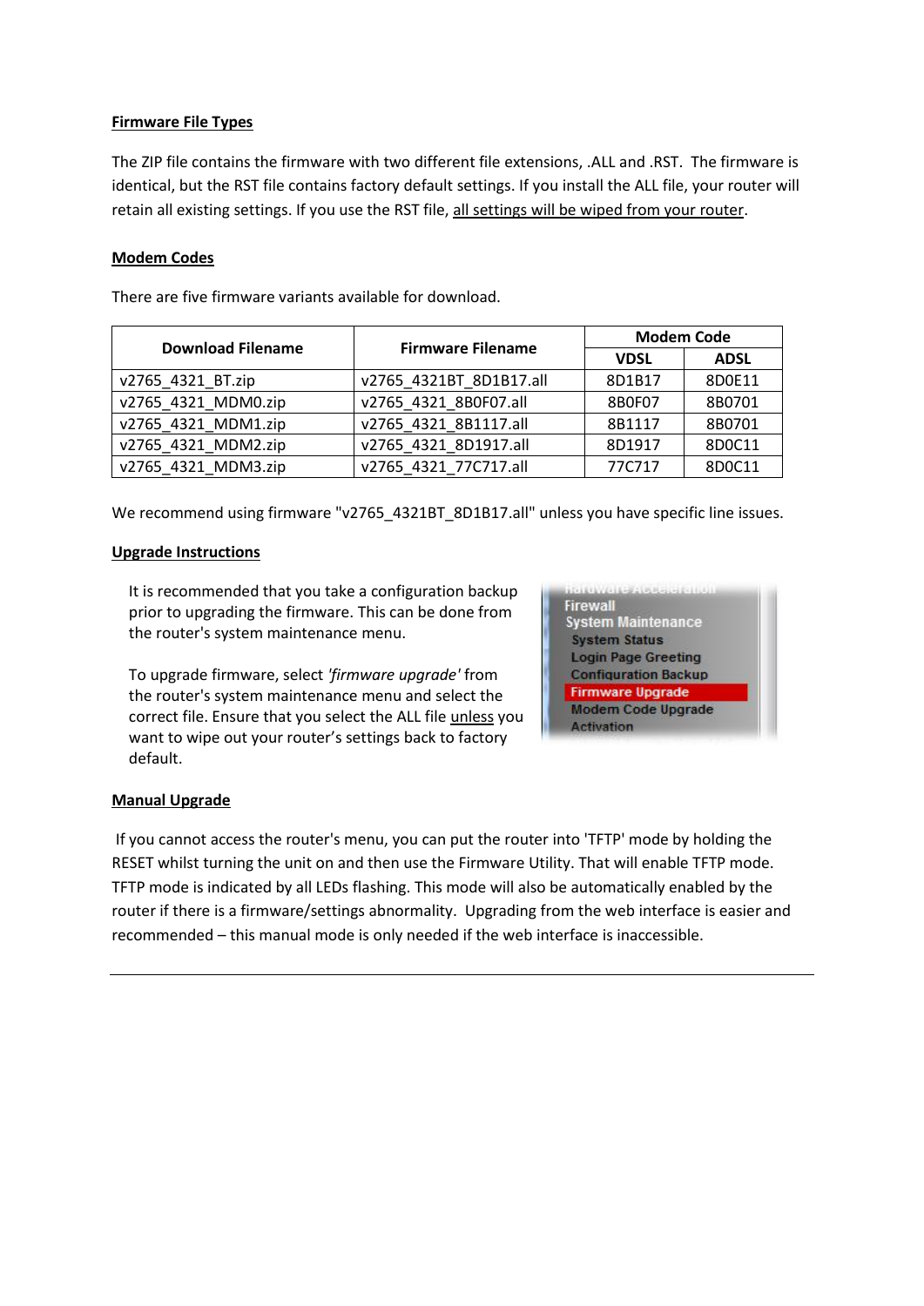**Firmware File Types**

The ZIP file contains the firmware with two different file extensions, .ALL and .RST. The firmware is identical, but the RST file contains factory default settings. If you install the ALL file, your router will retain all existing settings. If you use the RST file, all settings will be wiped from your router.

**Modem Codes**

There are five firmware variants available for download.

| Download Filename | Firmware Filename | Modem Code | |
|---|---|---|---|
| | | VDSL | ADSL |
| v2765_4321_BT.zip | v2765_4321BT_8D1B17.all | 8D1B17 | 8D0E11 |
| v2765_4321_MDM0.zip | v2765_4321_8B0F07.all | 8B0F07 | 8B0701 |
| v2765_4321_MDM1.zip | v2765_4321_8B1117.all | 8B1117 | 8B0701 |
| v2765_4321_MDM2.zip | v2765_4321_8D1917.all | 8D1917 | 8D0C11 |
| v2765_4321_MDM3.zip | v2765_4321_77C717.all | 77C717 | 8D0C11 |

We recommend using firmware "v2765_4321BT_8D1B17.all" unless you have specific line issues.

**Upgrade Instructions**

It is recommended that you take a configuration backup prior to upgrading the firmware. This can be done from the router's system maintenance menu.

To upgrade firmware, select *'firmware upgrade'* from the router's system maintenance menu and select the correct file. Ensure that you select the ALL file unless you want to wipe out your router's settings back to factory default.

**Manual Upgrade**

If you cannot access the router's menu, you can put the router into 'TFTP' mode by holding the RESET whilst turning the unit on and then use the Firmware Utility. That will enable TFTP mode. TFTP mode is indicated by all LEDs flashing. This mode will also be automatically enabled by the router if there is a firmware/settings abnormality. Upgrading from the web interface is easier and recommended – this manual mode is only needed if the web interface is inaccessible.

---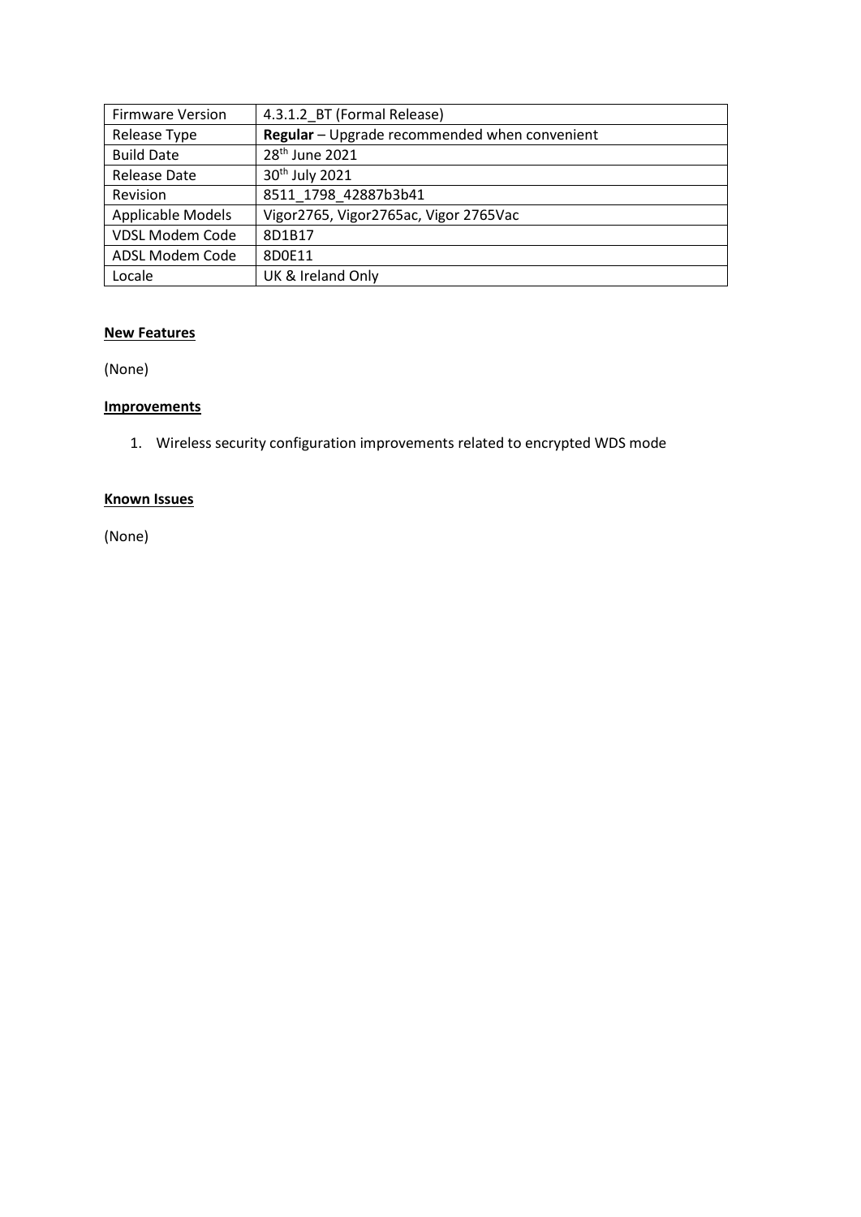| Firmware Version | 4.3.1.2_BT (Formal Release) |
| --- | --- |
| Release Type | **Regular** – Upgrade recommended when convenient |
| Build Date | 28th June 2021 |
| Release Date | 30th July 2021 |
| Revision | 8511_1798_42887b3b41 |
| Applicable Models | Vigor2765, Vigor2765ac, Vigor 2765Vac |
| VDSL Modem Code | 8D1B17 |
| ADSL Modem Code | 8D0E11 |
| Locale | UK & Ireland Only |

**New Features**

(None)

**Improvements**

1. Wireless security configuration improvements related to encrypted WDS mode

**Known Issues**

(None)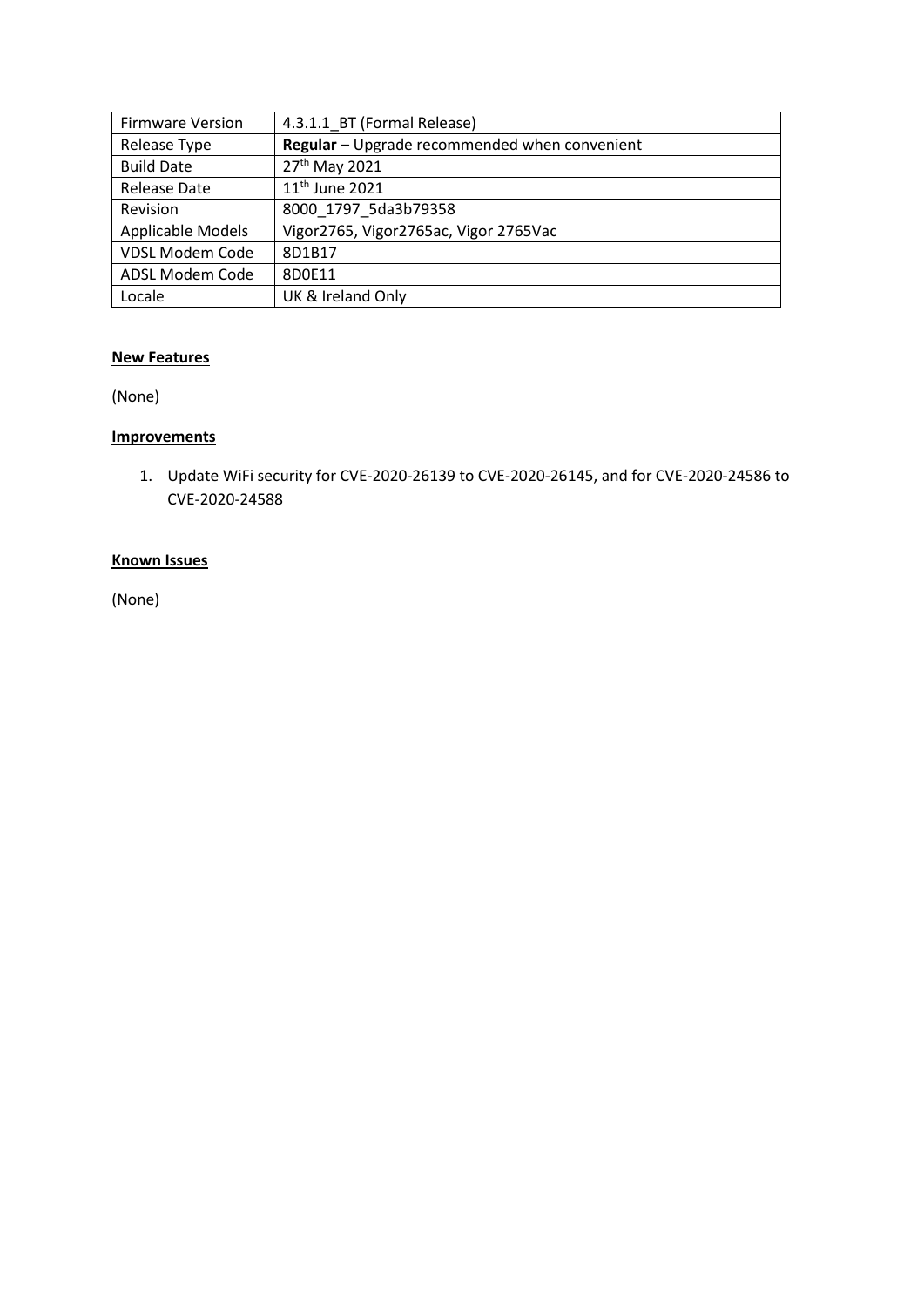| Firmware Version | 4.3.1.1_BT (Formal Release) |
|---|---|
| Release Type | **Regular** – Upgrade recommended when convenient |
| Build Date | 27th May 2021 |
| Release Date | 11th June 2021 |
| Revision | 8000_1797_5da3b79358 |
| Applicable Models | Vigor2765, Vigor2765ac, Vigor 2765Vac |
| VDSL Modem Code | 8D1B17 |
| ADSL Modem Code | 8D0E11 |
| Locale | UK & Ireland Only |

**New Features**

(None)

**Improvements**

1. Update WiFi security for CVE-2020-26139 to CVE-2020-26145, and for CVE-2020-24586 to CVE-2020-24588

**Known Issues**

(None)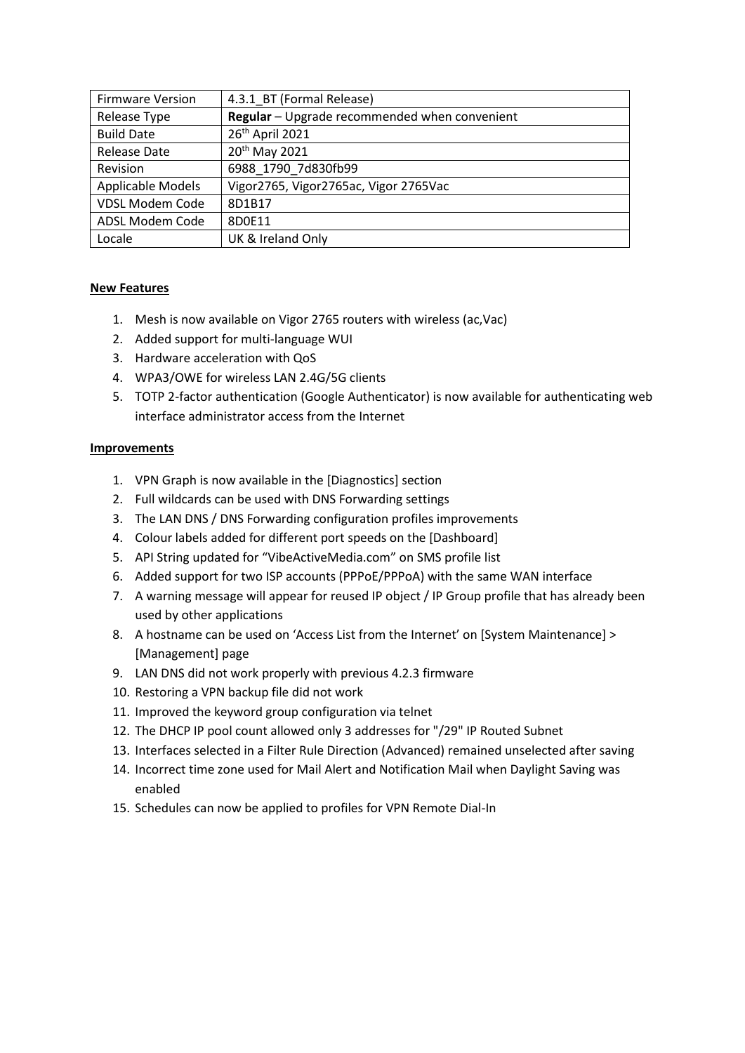| Firmware Version | 4.3.1_BT (Formal Release) |
| --- | --- |
| Release Type | **Regular** – Upgrade recommended when convenient |
| Build Date | 26th April 2021 |
| Release Date | 20th May 2021 |
| Revision | 6988_1790_7d830fb99 |
| Applicable Models | Vigor2765, Vigor2765ac, Vigor 2765Vac |
| VDSL Modem Code | 8D1B17 |
| ADSL Modem Code | 8D0E11 |
| Locale | UK & Ireland Only |

**New Features**

1. Mesh is now available on Vigor 2765 routers with wireless (ac,Vac)
2. Added support for multi-language WUI
3. Hardware acceleration with QoS
4. WPA3/OWE for wireless LAN 2.4G/5G clients
5. TOTP 2-factor authentication (Google Authenticator) is now available for authenticating web interface administrator access from the Internet

**Improvements**

1. VPN Graph is now available in the [Diagnostics] section
2. Full wildcards can be used with DNS Forwarding settings
3. The LAN DNS / DNS Forwarding configuration profiles improvements
4. Colour labels added for different port speeds on the [Dashboard]
5. API String updated for "VibeActiveMedia.com" on SMS profile list
6. Added support for two ISP accounts (PPPoE/PPPoA) with the same WAN interface
7. A warning message will appear for reused IP object / IP Group profile that has already been used by other applications
8. A hostname can be used on 'Access List from the Internet' on [System Maintenance] > [Management] page
9. LAN DNS did not work properly with previous 4.2.3 firmware
10. Restoring a VPN backup file did not work
11. Improved the keyword group configuration via telnet
12. The DHCP IP pool count allowed only 3 addresses for "/29" IP Routed Subnet
13. Interfaces selected in a Filter Rule Direction (Advanced) remained unselected after saving
14. Incorrect time zone used for Mail Alert and Notification Mail when Daylight Saving was enabled
15. Schedules can now be applied to profiles for VPN Remote Dial-In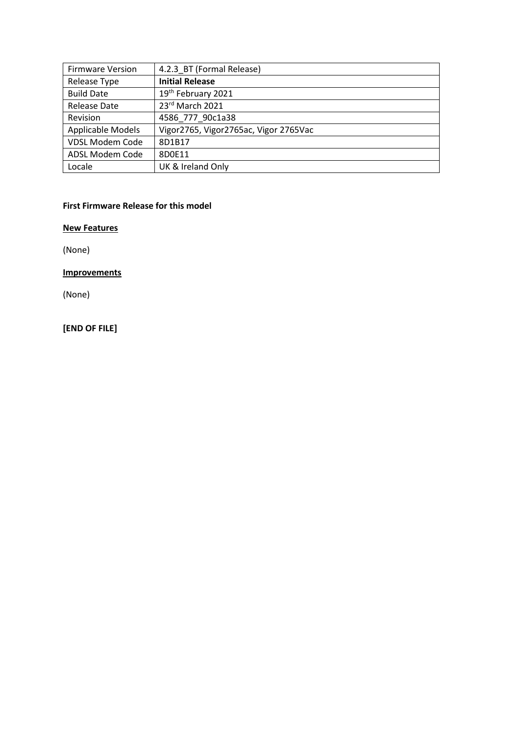| | |
|---|---|
| Firmware Version | 4.2.3_BT (Formal Release) |
| Release Type | **Initial Release** |
| Build Date | 19th February 2021 |
| Release Date | 23rd March 2021 |
| Revision | 4586_777_90c1a38 |
| Applicable Models | Vigor2765, Vigor2765ac, Vigor 2765Vac |
| VDSL Modem Code | 8D1B17 |
| ADSL Modem Code | 8D0E11 |
| Locale | UK & Ireland Only |

**First Firmware Release for this model**

**New Features**

(None)

**Improvements**

(None)

**[END OF FILE]**